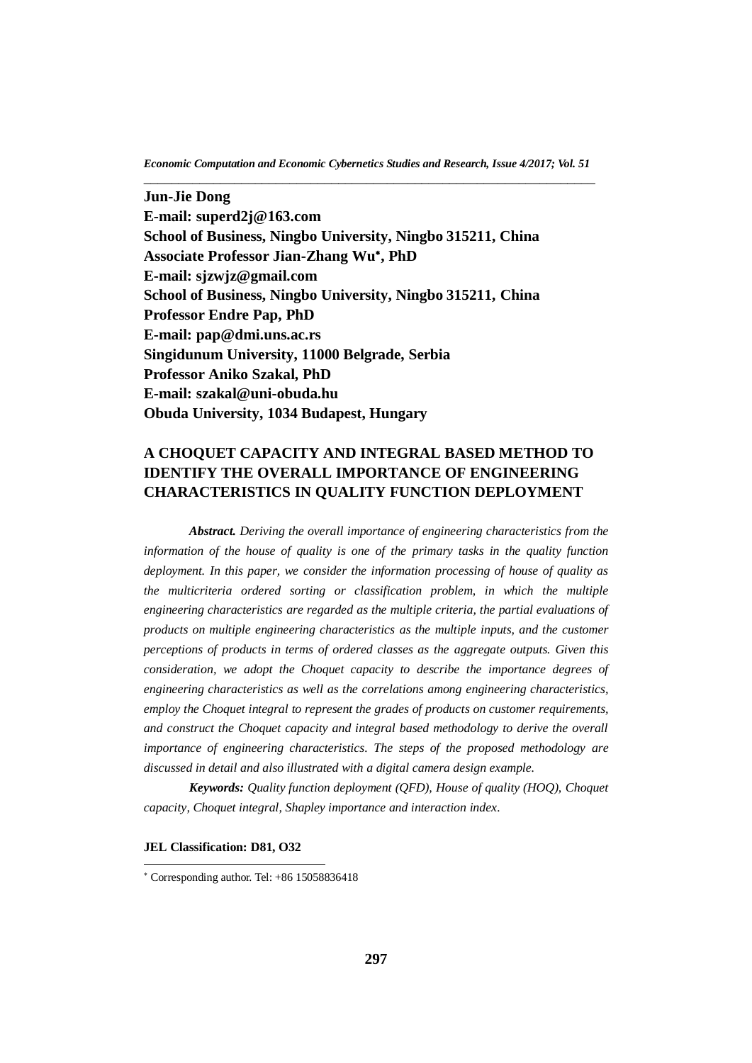**Jun-Jie Dong**
**E-mail: superd2j@163.com**
**School of Business, Ningbo University, Ningbo 315211, China**
**Associate Professor Jian-Zhang Wu*, PhD**
**E-mail: sjzwjz@gmail.com**
**School of Business, Ningbo University, Ningbo 315211, China**
**Professor Endre Pap, PhD**
**E-mail: pap@dmi.uns.ac.rs**
**Singidunum University, 11000 Belgrade, Serbia**
**Professor Aniko Szakal, PhD**
**E-mail: szakal@uni-obuda.hu**
**Obuda University, 1034 Budapest, Hungary**

# A CHOQUET CAPACITY AND INTEGRAL BASED METHOD TO IDENTIFY THE OVERALL IMPORTANCE OF ENGINEERING CHARACTERISTICS IN QUALITY FUNCTION DEPLOYMENT

***Abstract.*** *Deriving the overall importance of engineering characteristics from the information of the house of quality is one of the primary tasks in the quality function deployment. In this paper, we consider the information processing of house of quality as the multicriteria ordered sorting or classification problem, in which the multiple engineering characteristics are regarded as the multiple criteria, the partial evaluations of products on multiple engineering characteristics as the multiple inputs, and the customer perceptions of products in terms of ordered classes as the aggregate outputs. Given this consideration, we adopt the Choquet capacity to describe the importance degrees of engineering characteristics as well as the correlations among engineering characteristics, employ the Choquet integral to represent the grades of products on customer requirements, and construct the Choquet capacity and integral based methodology to derive the overall importance of engineering characteristics. The steps of the proposed methodology are discussed in detail and also illustrated with a digital camera design example.*

***Keywords:*** *Quality function deployment (QFD), House of quality (HOQ), Choquet capacity, Choquet integral, Shapley importance and interaction index.*

**JEL Classification: D81, O32**

* Corresponding author. Tel: +86 15058836418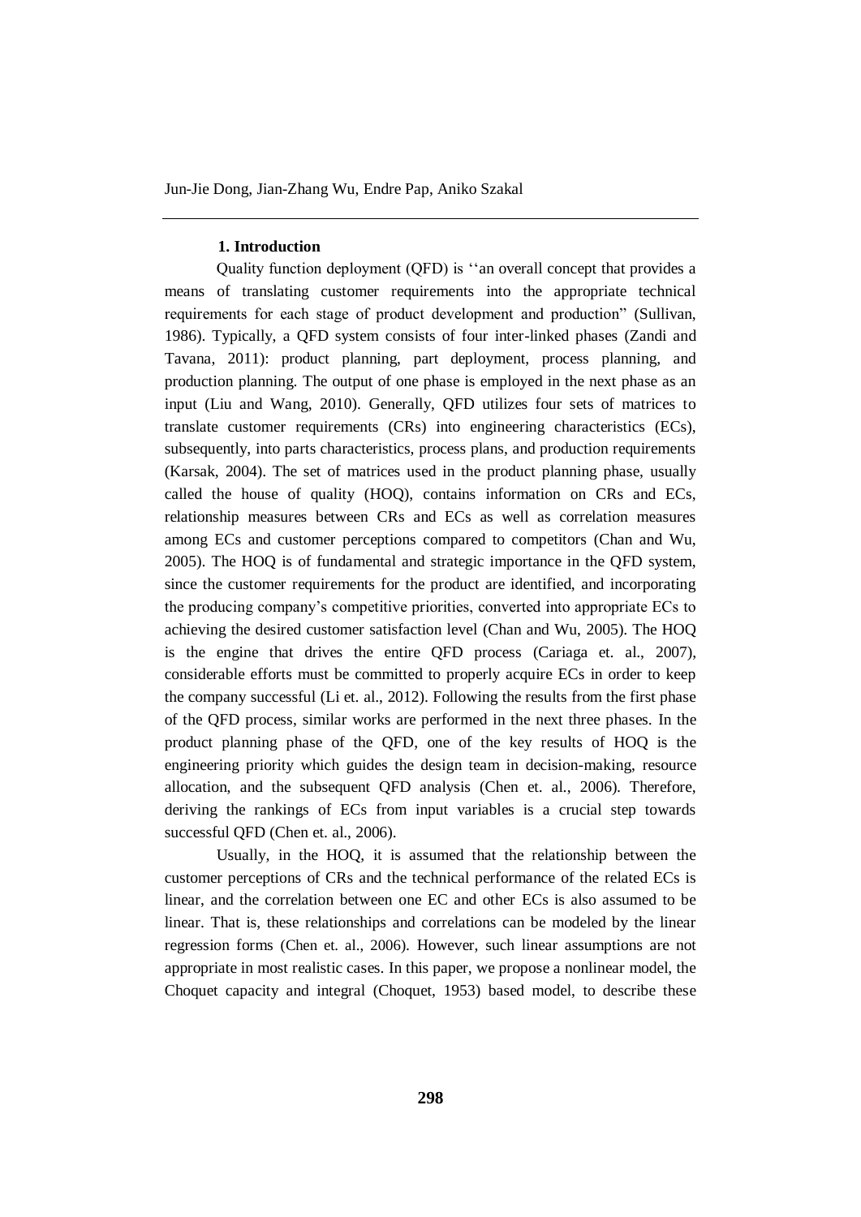## 1. Introduction

Quality function deployment (QFD) is ''an overall concept that provides a means of translating customer requirements into the appropriate technical requirements for each stage of product development and production" (Sullivan, 1986). Typically, a QFD system consists of four inter-linked phases (Zandi and Tavana, 2011): product planning, part deployment, process planning, and production planning. The output of one phase is employed in the next phase as an input (Liu and Wang, 2010). Generally, QFD utilizes four sets of matrices to translate customer requirements (CRs) into engineering characteristics (ECs), subsequently, into parts characteristics, process plans, and production requirements (Karsak, 2004). The set of matrices used in the product planning phase, usually called the house of quality (HOQ), contains information on CRs and ECs, relationship measures between CRs and ECs as well as correlation measures among ECs and customer perceptions compared to competitors (Chan and Wu, 2005). The HOQ is of fundamental and strategic importance in the QFD system, since the customer requirements for the product are identified, and incorporating the producing company's competitive priorities, converted into appropriate ECs to achieving the desired customer satisfaction level (Chan and Wu, 2005). The HOQ is the engine that drives the entire QFD process (Cariaga et. al., 2007), considerable efforts must be committed to properly acquire ECs in order to keep the company successful (Li et. al., 2012). Following the results from the first phase of the QFD process, similar works are performed in the next three phases. In the product planning phase of the QFD, one of the key results of HOQ is the engineering priority which guides the design team in decision-making, resource allocation, and the subsequent QFD analysis (Chen et. al., 2006). Therefore, deriving the rankings of ECs from input variables is a crucial step towards successful QFD (Chen et. al., 2006).

Usually, in the HOQ, it is assumed that the relationship between the customer perceptions of CRs and the technical performance of the related ECs is linear, and the correlation between one EC and other ECs is also assumed to be linear. That is, these relationships and correlations can be modeled by the linear regression forms (Chen et. al., 2006). However, such linear assumptions are not appropriate in most realistic cases. In this paper, we propose a nonlinear model, the Choquet capacity and integral (Choquet, 1953) based model, to describe these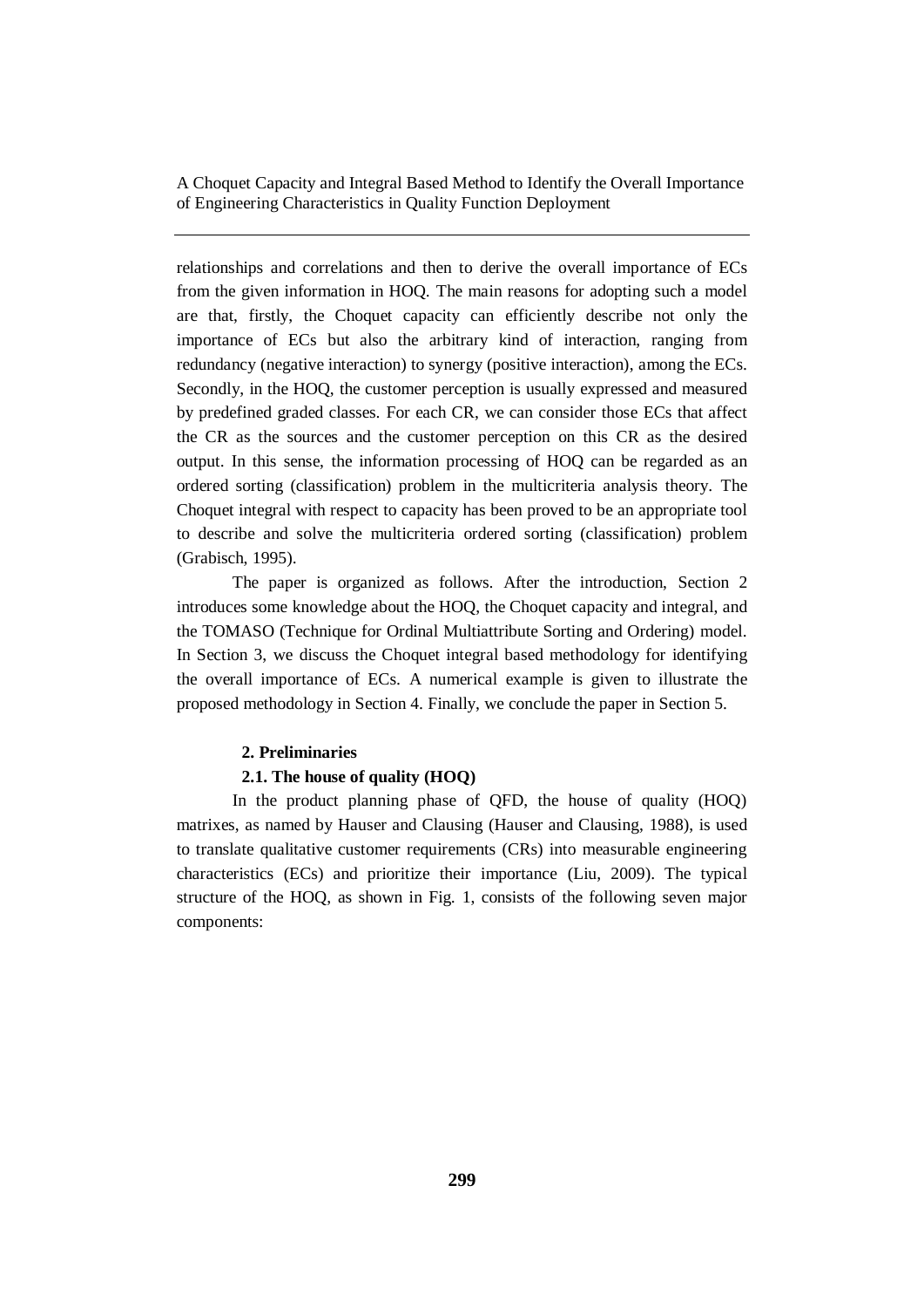relationships and correlations and then to derive the overall importance of ECs from the given information in HOQ. The main reasons for adopting such a model are that, firstly, the Choquet capacity can efficiently describe not only the importance of ECs but also the arbitrary kind of interaction, ranging from redundancy (negative interaction) to synergy (positive interaction), among the ECs. Secondly, in the HOQ, the customer perception is usually expressed and measured by predefined graded classes. For each CR, we can consider those ECs that affect the CR as the sources and the customer perception on this CR as the desired output. In this sense, the information processing of HOQ can be regarded as an ordered sorting (classification) problem in the multicriteria analysis theory. The Choquet integral with respect to capacity has been proved to be an appropriate tool to describe and solve the multicriteria ordered sorting (classification) problem (Grabisch, 1995).

The paper is organized as follows. After the introduction, Section 2 introduces some knowledge about the HOQ, the Choquet capacity and integral, and the TOMASO (Technique for Ordinal Multiattribute Sorting and Ordering) model. In Section 3, we discuss the Choquet integral based methodology for identifying the overall importance of ECs. A numerical example is given to illustrate the proposed methodology in Section 4. Finally, we conclude the paper in Section 5.

## 2. Preliminaries

### 2.1. The house of quality (HOQ)

In the product planning phase of QFD, the house of quality (HOQ) matrixes, as named by Hauser and Clausing (Hauser and Clausing, 1988), is used to translate qualitative customer requirements (CRs) into measurable engineering characteristics (ECs) and prioritize their importance (Liu, 2009). The typical structure of the HOQ, as shown in Fig. 1, consists of the following seven major components: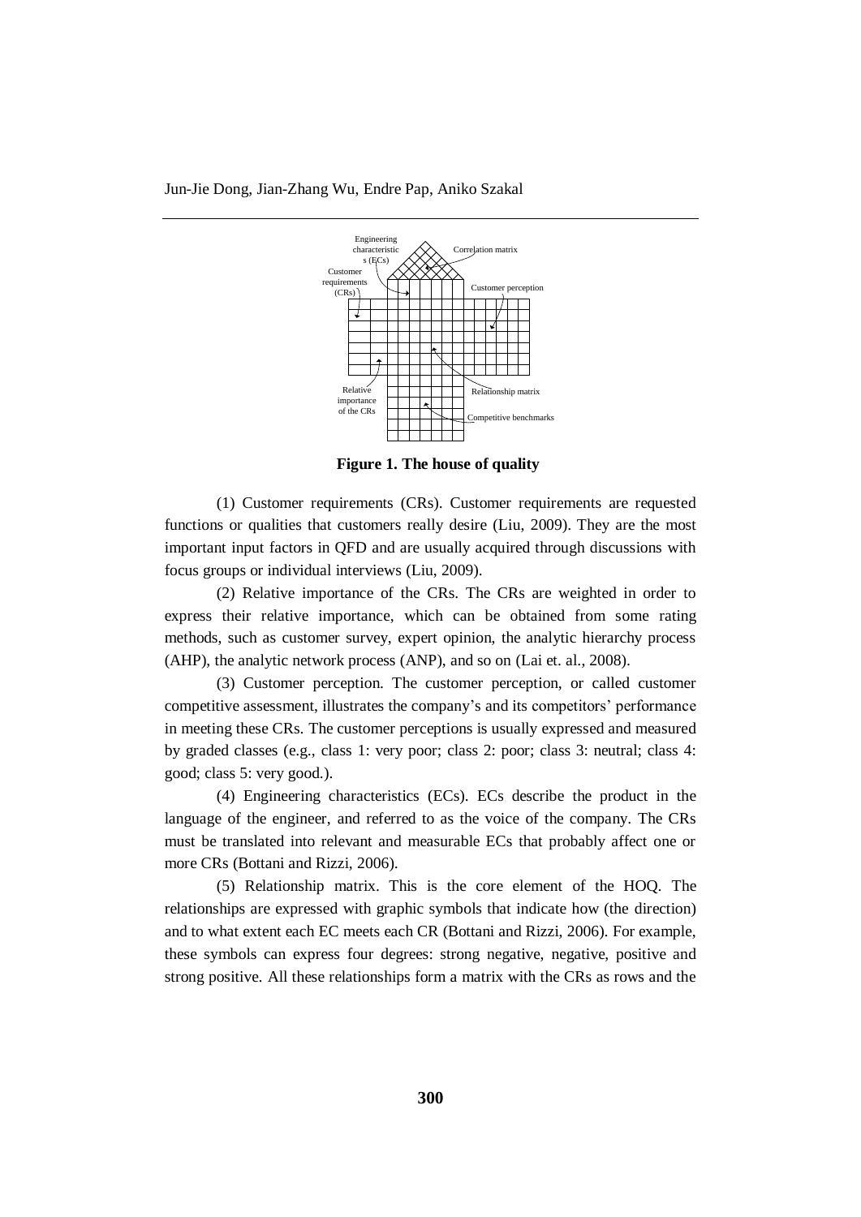**Figure 1. The house of quality**

(1) Customer requirements (CRs). Customer requirements are requested functions or qualities that customers really desire (Liu, 2009). They are the most important input factors in QFD and are usually acquired through discussions with focus groups or individual interviews (Liu, 2009).

(2) Relative importance of the CRs. The CRs are weighted in order to express their relative importance, which can be obtained from some rating methods, such as customer survey, expert opinion, the analytic hierarchy process (AHP), the analytic network process (ANP), and so on (Lai et. al., 2008).

(3) Customer perception. The customer perception, or called customer competitive assessment, illustrates the company's and its competitors' performance in meeting these CRs. The customer perceptions is usually expressed and measured by graded classes (e.g., class 1: very poor; class 2: poor; class 3: neutral; class 4: good; class 5: very good.).

(4) Engineering characteristics (ECs). ECs describe the product in the language of the engineer, and referred to as the voice of the company. The CRs must be translated into relevant and measurable ECs that probably affect one or more CRs (Bottani and Rizzi, 2006).

(5) Relationship matrix. This is the core element of the HOQ. The relationships are expressed with graphic symbols that indicate how (the direction) and to what extent each EC meets each CR (Bottani and Rizzi, 2006). For example, these symbols can express four degrees: strong negative, negative, positive and strong positive. All these relationships form a matrix with the CRs as rows and the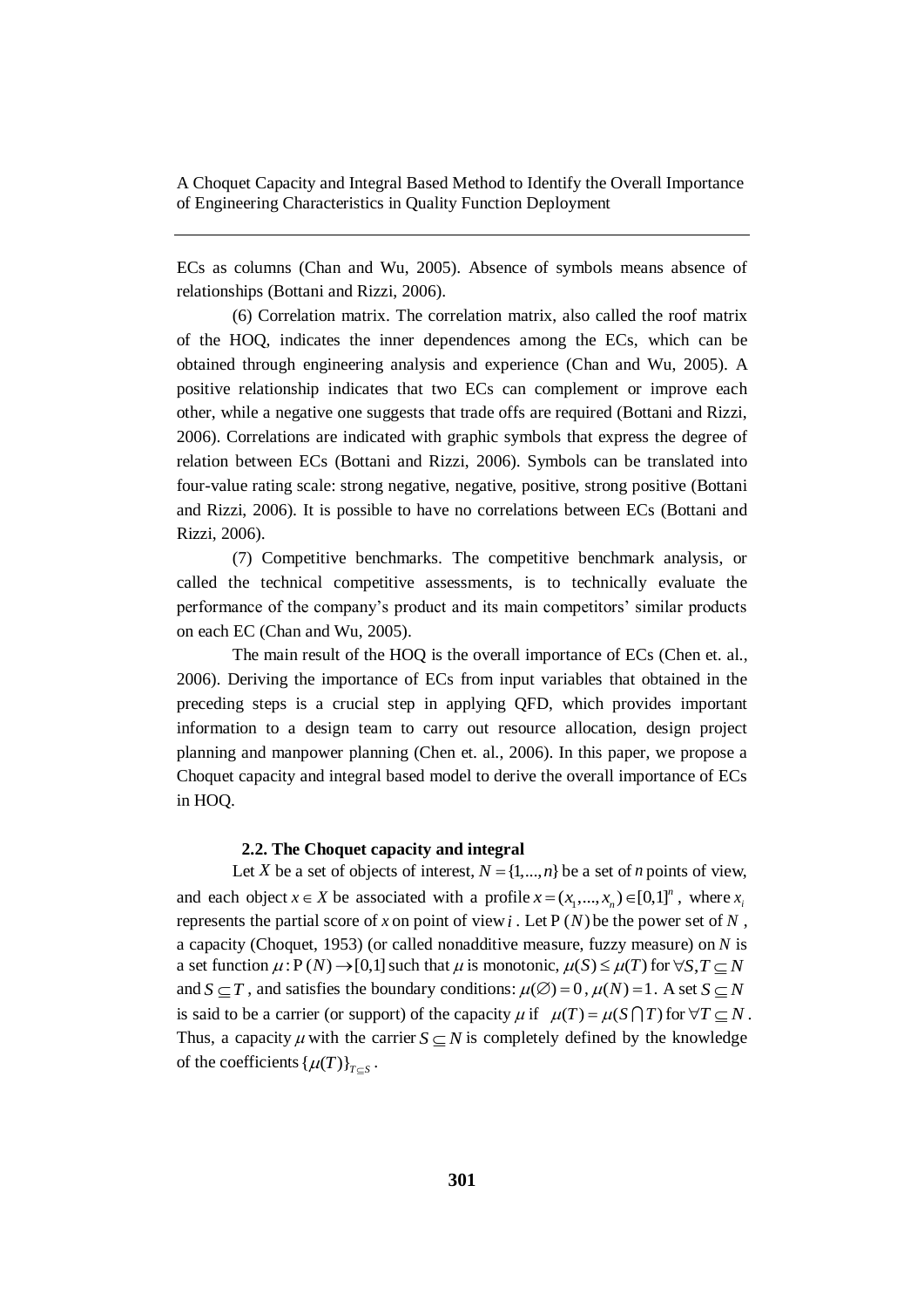ECs as columns (Chan and Wu, 2005). Absence of symbols means absence of relationships (Bottani and Rizzi, 2006).

(6) Correlation matrix. The correlation matrix, also called the roof matrix of the HOQ, indicates the inner dependences among the ECs, which can be obtained through engineering analysis and experience (Chan and Wu, 2005). A positive relationship indicates that two ECs can complement or improve each other, while a negative one suggests that trade offs are required (Bottani and Rizzi, 2006). Correlations are indicated with graphic symbols that express the degree of relation between ECs (Bottani and Rizzi, 2006). Symbols can be translated into four-value rating scale: strong negative, negative, positive, strong positive (Bottani and Rizzi, 2006). It is possible to have no correlations between ECs (Bottani and Rizzi, 2006).

(7) Competitive benchmarks. The competitive benchmark analysis, or called the technical competitive assessments, is to technically evaluate the performance of the company's product and its main competitors' similar products on each EC (Chan and Wu, 2005).

The main result of the HOQ is the overall importance of ECs (Chen et. al., 2006). Deriving the importance of ECs from input variables that obtained in the preceding steps is a crucial step in applying QFD, which provides important information to a design team to carry out resource allocation, design project planning and manpower planning (Chen et. al., 2006). In this paper, we propose a Choquet capacity and integral based model to derive the overall importance of ECs in HOQ.

### 2.2. The Choquet capacity and integral

Let $X$ be a set of objects of interest, $N = \{1,...,n\}$ be a set of $n$ points of view, and each object $x \in X$ be associated with a profile $x = (x_1,...,x_n) \in [0,1]^n$, where $x_i$ represents the partial score of $x$ on point of view $i$. Let $\mathrm{P}(N)$ be the power set of $N$, a capacity (Choquet, 1953) (or called nonadditive measure, fuzzy measure) on $N$ is a set function $\mu : \mathrm{P}(N) \to [0,1]$ such that $\mu$ is monotonic, $\mu(S) \le \mu(T)$ for $\forall S,T \subseteq N$ and $S \subseteq T$, and satisfies the boundary conditions: $\mu(\varnothing) = 0$, $\mu(N) = 1$. A set $S \subseteq N$ is said to be a carrier (or support) of the capacity $\mu$ if $\mu(T) = \mu(S \bigcap T)$ for $\forall T \subseteq N$. Thus, a capacity $\mu$ with the carrier $S \subseteq N$ is completely defined by the knowledge of the coefficients $\{\mu(T)\}_{T \subseteq S}$.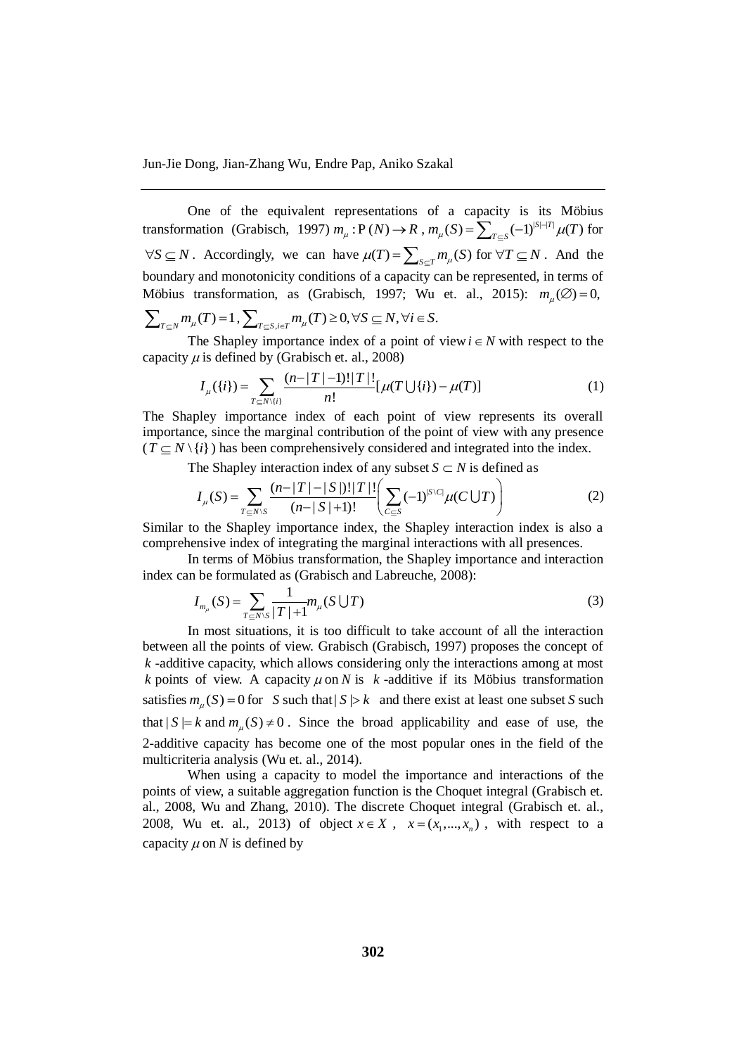One of the equivalent representations of a capacity is its Möbius transformation (Grabisch, 1997) $m_\mu : \mathrm{P}(N) \to R$, $m_\mu(S) = \sum_{T \subseteq S} (-1)^{|S|-|T|} \mu(T)$ for $\forall S \subseteq N$. Accordingly, we can have $\mu(T) = \sum_{S \subseteq T} m_\mu(S)$ for $\forall T \subseteq N$. And the boundary and monotonicity conditions of a capacity can be represented, in terms of Möbius transformation, as (Grabisch, 1997; Wu et. al., 2015): $m_\mu(\varnothing) = 0$, $\sum_{T \subseteq N} m_\mu(T) = 1$, $\sum_{T \subseteq S, i \in T} m_\mu(T) \geq 0, \forall S \subseteq N, \forall i \in S$.

The Shapley importance index of a point of view $i \in N$ with respect to the capacity $\mu$ is defined by (Grabisch et. al., 2008)

$$I_\mu(\{i\}) = \sum_{T \subseteq N \setminus \{i\}} \frac{(n-|T|-1)!|T|!}{n!} [\mu(T \bigcup \{i\}) - \mu(T)] \tag{1}$$

The Shapley importance index of each point of view represents its overall importance, since the marginal contribution of the point of view with any presence ($T \subseteq N \setminus \{i\}$) has been comprehensively considered and integrated into the index.

The Shapley interaction index of any subset $S \subset N$ is defined as

$$I_\mu(S) = \sum_{T \subseteq N \setminus S} \frac{(n-|T|-|S|)!|T|!}{(n-|S|+1)!} \left( \sum_{C \subseteq S} (-1)^{|S \setminus C|} \mu(C \bigcup T) \right) \tag{2}$$

Similar to the Shapley importance index, the Shapley interaction index is also a comprehensive index of integrating the marginal interactions with all presences.

In terms of Möbius transformation, the Shapley importance and interaction index can be formulated as (Grabisch and Labreuche, 2008):

$$I_{m_\mu}(S) = \sum_{T \subseteq N \setminus S} \frac{1}{|T|+1} m_\mu(S \bigcup T) \tag{3}$$

In most situations, it is too difficult to take account of all the interaction between all the points of view. Grabisch (Grabisch, 1997) proposes the concept of $k$-additive capacity, which allows considering only the interactions among at most $k$ points of view. A capacity $\mu$ on $N$ is $k$-additive if its Möbius transformation satisfies $m_\mu(S) = 0$ for $S$ such that $|S| > k$ and there exist at least one subset $S$ such that $|S| = k$ and $m_\mu(S) \neq 0$. Since the broad applicability and ease of use, the 2-additive capacity has become one of the most popular ones in the field of the multicriteria analysis (Wu et. al., 2014).

When using a capacity to model the importance and interactions of the points of view, a suitable aggregation function is the Choquet integral (Grabisch et. al., 2008, Wu and Zhang, 2010). The discrete Choquet integral (Grabisch et. al., 2008, Wu et. al., 2013) of object $x \in X$, $x = (x_1, ..., x_n)$, with respect to a capacity $\mu$ on $N$ is defined by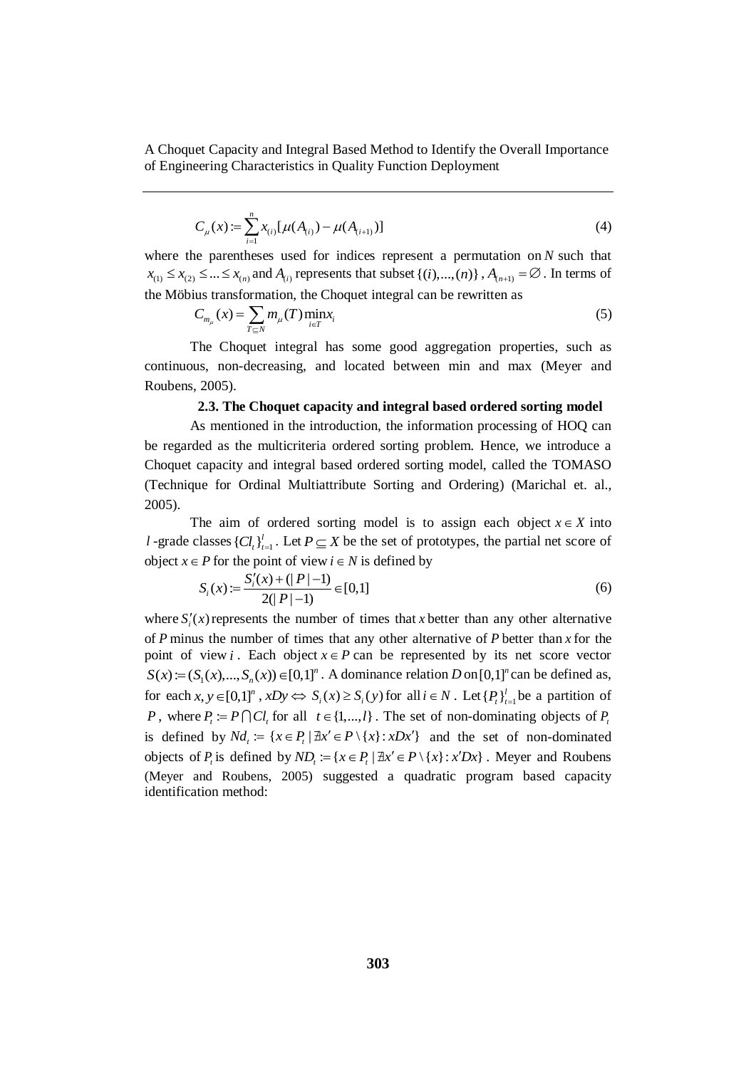$$C_\mu(x) := \sum_{i=1}^{n} x_{(i)}[\mu(A_{(i)}) - \mu(A_{(i+1)})] \tag{4}$$

where the parentheses used for indices represent a permutation on $N$ such that $x_{(1)} \le x_{(2)} \le ... \le x_{(n)}$ and $A_{(i)}$ represents that subset $\{(i),...,(n)\}$, $A_{(n+1)} = \varnothing$. In terms of the Möbius transformation, the Choquet integral can be rewritten as

$$C_{m_\mu}(x) = \sum_{T \subseteq N} m_\mu(T) \min_{i \in T} x_i \tag{5}$$

The Choquet integral has some good aggregation properties, such as continuous, non-decreasing, and located between min and max (Meyer and Roubens, 2005).

### 2.3. The Choquet capacity and integral based ordered sorting model

As mentioned in the introduction, the information processing of HOQ can be regarded as the multicriteria ordered sorting problem. Hence, we introduce a Choquet capacity and integral based ordered sorting model, called the TOMASO (Technique for Ordinal Multiattribute Sorting and Ordering) (Marichal et. al., 2005).

The aim of ordered sorting model is to assign each object $x \in X$ into $l$-grade classes $\{Cl_t\}_{t=1}^{l}$. Let $P \subseteq X$ be the set of prototypes, the partial net score of object $x \in P$ for the point of view $i \in N$ is defined by

$$S_i(x) := \frac{S_i'(x) + (|P|-1)}{2(|P|-1)} \in [0,1] \tag{6}$$

where $S_i'(x)$ represents the number of times that $x$ better than any other alternative of $P$ minus the number of times that any other alternative of $P$ better than $x$ for the point of view $i$. Each object $x \in P$ can be represented by its net score vector $S(x) := (S_1(x),...,S_n(x)) \in [0,1]^n$. A dominance relation $D$ on $[0,1]^n$ can be defined as, for each $x, y \in [0,1]^n$, $xDy \Leftrightarrow S_i(x) \ge S_i(y)$ for all $i \in N$. Let $\{P_t\}_{t=1}^{l}$ be a partition of $P$, where $P_t := P \bigcap Cl_t$ for all $t \in \{1,...,l\}$. The set of non-dominating objects of $P_t$ is defined by $Nd_t := \{x \in P_t \mid \nexists x' \in P \setminus \{x\} : xDx'\}$ and the set of non-dominated objects of $P_t$ is defined by $ND_t := \{x \in P_t \mid \nexists x' \in P \setminus \{x\} : x'Dx\}$. Meyer and Roubens (Meyer and Roubens, 2005) suggested a quadratic program based capacity identification method: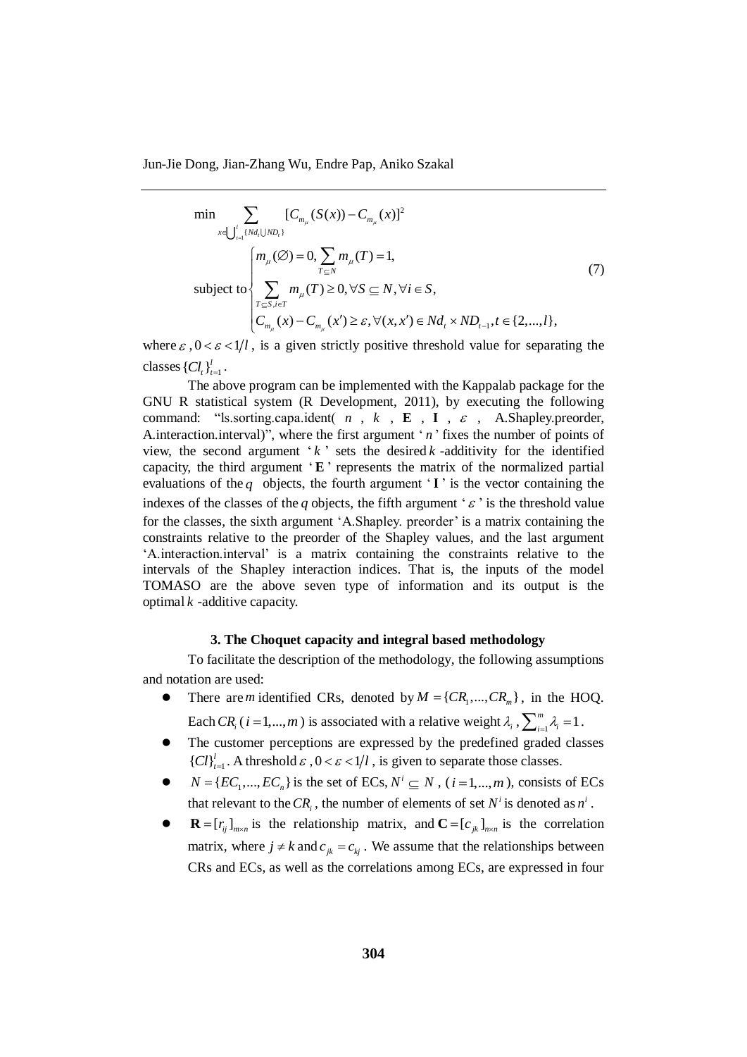$$
\begin{aligned}
&\min \sum_{x \in \bigcup_{t=1}^{l}\{Nd_t \bigcup ND_t\}} [C_{m_\mu}(S(x)) - C_{m_\mu}(x)]^2 \\
&\text{subject to} \begin{cases} m_\mu(\varnothing) = 0, \sum_{T \subseteq N} m_\mu(T) = 1, \\ \sum_{T \subseteq S, i \in T} m_\mu(T) \geq 0, \forall S \subseteq N, \forall i \in S, \\ C_{m_\mu}(x) - C_{m_\mu}(x') \geq \varepsilon, \forall (x, x') \in Nd_t \times ND_{t-1}, t \in \{2, ..., l\}, \end{cases}
\end{aligned}
\tag{7}
$$

where $\varepsilon$, $0 < \varepsilon < 1/l$, is a given strictly positive threshold value for separating the classes $\{Cl_t\}_{t=1}^{l}$.

The above program can be implemented with the Kappalab package for the GNU R statistical system (R Development, 2011), by executing the following command: "ls.sorting.capa.ident( $n$ , $k$ , $\mathbf{E}$ , $\mathbf{I}$ , $\varepsilon$ , A.Shapley.preorder, A.interaction.interval)", where the first argument '$n$' fixes the number of points of view, the second argument '$k$' sets the desired $k$-additivity for the identified capacity, the third argument '$\mathbf{E}$' represents the matrix of the normalized partial evaluations of the $q$ objects, the fourth argument '$\mathbf{I}$' is the vector containing the indexes of the classes of the $q$ objects, the fifth argument '$\varepsilon$' is the threshold value for the classes, the sixth argument 'A.Shapley. preorder' is a matrix containing the constraints relative to the preorder of the Shapley values, and the last argument 'A.interaction.interval' is a matrix containing the constraints relative to the intervals of the Shapley interaction indices. That is, the inputs of the model TOMASO are the above seven type of information and its output is the optimal $k$-additive capacity.

## 3. The Choquet capacity and integral based methodology

To facilitate the description of the methodology, the following assumptions and notation are used:

- There are $m$ identified CRs, denoted by $M = \{CR_1, ..., CR_m\}$, in the HOQ. Each $CR_i$ ($i = 1, ..., m$) is associated with a relative weight $\lambda_i$, $\sum_{i=1}^{m} \lambda_i = 1$.
- The customer perceptions are expressed by the predefined graded classes $\{Cl\}_{t=1}^{l}$. A threshold $\varepsilon$, $0 < \varepsilon < 1/l$, is given to separate those classes.
- $N = \{EC_1, ..., EC_n\}$ is the set of ECs, $N^i \subseteq N$, ($i = 1, ..., m$), consists of ECs that relevant to the $CR_i$, the number of elements of set $N^i$ is denoted as $n^i$.
- $\mathbf{R} = [r_{ij}]_{m \times n}$ is the relationship matrix, and $\mathbf{C} = [c_{jk}]_{n \times n}$ is the correlation matrix, where $j \neq k$ and $c_{jk} = c_{kj}$. We assume that the relationships between CRs and ECs, as well as the correlations among ECs, are expressed in four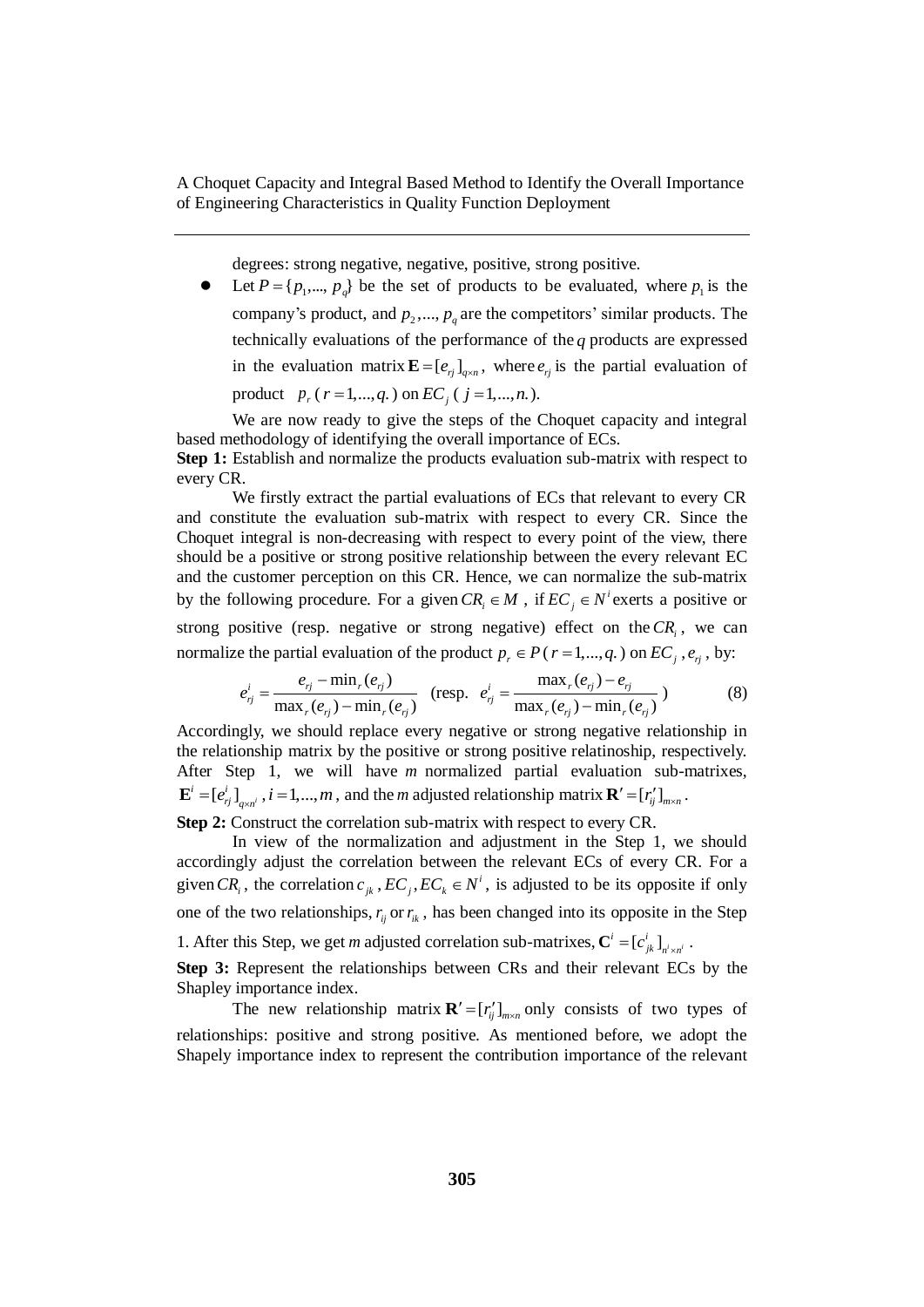degrees: strong negative, negative, positive, strong positive.

- Let $P = \{p_1, ..., p_q\}$ be the set of products to be evaluated, where $p_1$ is the company's product, and $p_2, ..., p_q$ are the competitors' similar products. The technically evaluations of the performance of the $q$ products are expressed in the evaluation matrix $\mathbf{E} = [e_{rj}]_{q \times n}$, where $e_{rj}$ is the partial evaluation of product $p_r$ $(r = 1, ..., q.)$ on $EC_j$ $(j = 1, ..., n.)$.

We are now ready to give the steps of the Choquet capacity and integral based methodology of identifying the overall importance of ECs.

**Step 1:** Establish and normalize the products evaluation sub-matrix with respect to every CR.

We firstly extract the partial evaluations of ECs that relevant to every CR and constitute the evaluation sub-matrix with respect to every CR. Since the Choquet integral is non-decreasing with respect to every point of the view, there should be a positive or strong positive relationship between the every relevant EC and the customer perception on this CR. Hence, we can normalize the sub-matrix by the following procedure. For a given $CR_i \in M$, if $EC_j \in N^i$ exerts a positive or strong positive (resp. negative or strong negative) effect on the $CR_i$, we can normalize the partial evaluation of the product $p_r \in P$ $(r = 1, ..., q.)$ on $EC_j$, $e_{rj}$, by:

$$e_{rj}^i = \frac{e_{rj} - \min_r(e_{rj})}{\max_r(e_{rj}) - \min_r(e_{rj})} \quad \text{(resp. } e_{rj}^i = \frac{\max_r(e_{rj}) - e_{rj}}{\max_r(e_{rj}) - \min_r(e_{rj})}\text{)} \tag{8}$$

Accordingly, we should replace every negative or strong negative relationship in the relationship matrix by the positive or strong positive relatinoship, respectively. After Step 1, we will have $m$ normalized partial evaluation sub-matrixes, $\mathbf{E}^i = [e_{rj}^i]_{q \times n^i}$, $i = 1, ..., m$, and the $m$ adjusted relationship matrix $\mathbf{R}' = [r'_{ij}]_{m \times n}$.

**Step 2:** Construct the correlation sub-matrix with respect to every CR.

In view of the normalization and adjustment in the Step 1, we should accordingly adjust the correlation between the relevant ECs of every CR. For a given $CR_i$, the correlation $c_{jk}$, $EC_j, EC_k \in N^i$, is adjusted to be its opposite if only one of the two relationships, $r_{ij}$ or $r_{ik}$, has been changed into its opposite in the Step 1. After this Step, we get $m$ adjusted correlation sub-matrixes, $\mathbf{C}^i = [c_{jk}^i]_{n^i \times n^i}$.

**Step 3:** Represent the relationships between CRs and their relevant ECs by the Shapley importance index.

The new relationship matrix $\mathbf{R}' = [r'_{ij}]_{m \times n}$ only consists of two types of relationships: positive and strong positive. As mentioned before, we adopt the Shapely importance index to represent the contribution importance of the relevant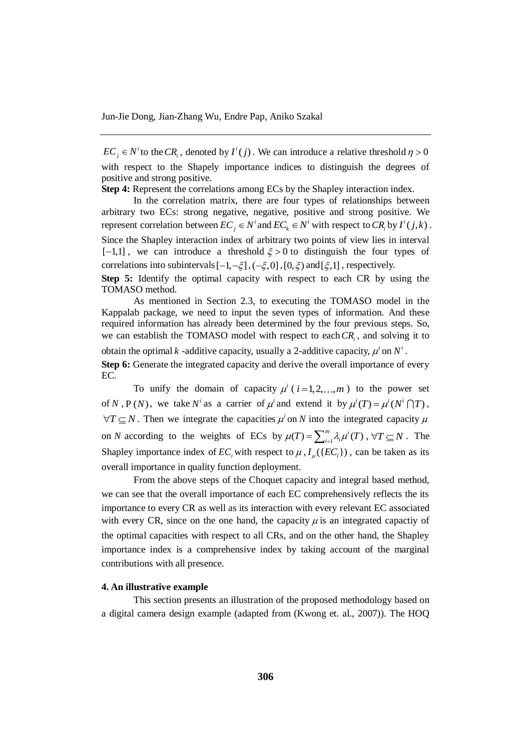$EC_j \in N^i$ to the $CR_i$, denoted by $I^i(j)$. We can introduce a relative threshold $\eta > 0$ with respect to the Shapely importance indices to distinguish the degrees of positive and strong positive.

**Step 4:** Represent the correlations among ECs by the Shapley interaction index.

In the correlation matrix, there are four types of relationships between arbitrary two ECs: strong negative, negative, positive and strong positive. We represent correlation between $EC_j \in N^i$ and $EC_k \in N^i$ with respect to $CR_i$ by $I^i(j,k)$. Since the Shapley interaction index of arbitrary two points of view lies in interval $[-1,1]$, we can introduce a threshold $\xi > 0$ to distinguish the four types of correlations into subintervals $[-1,-\xi]$, $(-\xi,0]$, $[0,\xi)$ and $[\xi,1]$, respectively.

**Step 5:** Identify the optimal capacity with respect to each CR by using the TOMASO method.

As mentioned in Section 2.3, to executing the TOMASO model in the Kappalab package, we need to input the seven types of information. And these required information has already been determined by the four previous steps. So, we can establish the TOMASO model with respect to each $CR_i$, and solving it to obtain the optimal $k$ -additive capacity, usually a 2-additive capacity, $\mu^i$ on $N^i$.

**Step 6:** Generate the integrated capacity and derive the overall importance of every EC.

To unify the domain of capacity $\mu^i$ ($i = 1,2,\ldots,m$) to the power set of $N$, $\mathrm{P}(N)$, we take $N^i$ as a carrier of $\mu^i$ and extend it by $\mu^i(T) = \mu^i(N^i \bigcap T)$, $\forall T \subseteq N$. Then we integrate the capacities $\mu^i$ on $N$ into the integrated capacity $\mu$ on $N$ according to the weights of ECs by $\mu(T) = \sum_{i=1}^{m} \lambda_i \mu^i(T)$, $\forall T \subseteq N$. The Shapley importance index of $EC_i$ with respect to $\mu$, $I_\mu(\{EC_i\})$, can be taken as its overall importance in quality function deployment.

From the above steps of the Choquet capacity and integral based method, we can see that the overall importance of each EC comprehensively reflects the its importance to every CR as well as its interaction with every relevant EC associated with every CR, since on the one hand, the capacity $\mu$ is an integrated capactiy of the optimal capacities with respect to all CRs, and on the other hand, the Shapley importance index is a comprehensive index by taking account of the marginal contributions with all presence.

#### 4. An illustrative example

This section presents an illustration of the proposed methodology based on a digital camera design example (adapted from (Kwong et. al., 2007)). The HOQ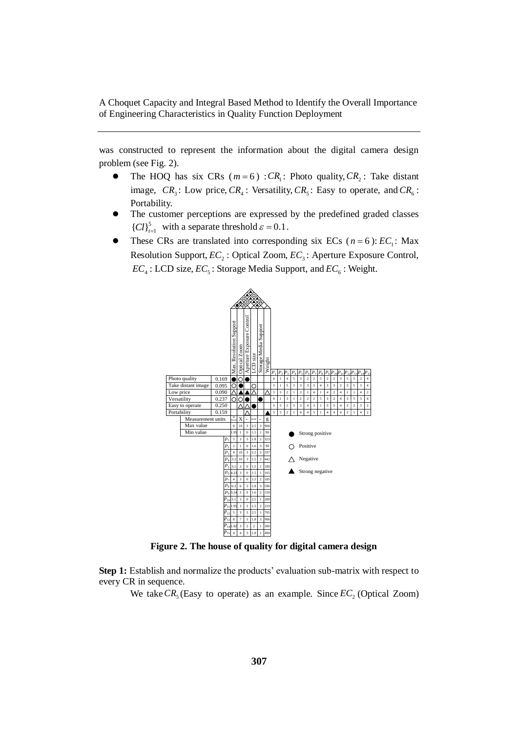was constructed to represent the information about the digital camera design problem (see Fig. 2).

- The HOQ has six CRs ($m = 6$) : $CR_1$: Photo quality, $CR_2$: Take distant image, $CR_3$: Low price, $CR_4$: Versatility, $CR_5$: Easy to operate, and $CR_6$: Portability.
- The customer perceptions are expressed by the predefined graded classes $\{Cl\}_{t=1}^{5}$ with a separate threshold $\varepsilon = 0.1$.
- These CRs are translated into corresponding six ECs ($n = 6$): $EC_1$: Max Resolution Support, $EC_2$: Optical Zoom, $EC_3$: Aperture Exposure Control, $EC_4$: LCD size, $EC_5$: Storage Media Support, and $EC_6$: Weight.

| CRs | Weight | Max. Resolution Support | Optical Zoom | Aperture Exposure Control | LCD size | Storage Media Support | Weight | $P_1$ | $P_2$ | $P_3$ | $P_4$ | $P_5$ | $P_6$ | $P_7$ | $P_8$ | $P_9$ | $P_{10}$ | $P_{11}$ | $P_{12}$ | $P_{13}$ | $P_{14}$ | $P_{15}$ |
|---|---|---|---|---|---|---|---|---|---|---|---|---|---|---|---|---|---|---|---|---|---|---|
| Photo quality | 0.169 | ● | ○ | ● | | | | 4 | 1 | 4 | 5 | 3 | 2 | 2 | 5 | 2 | 2 | 3 | 5 | 5 | 2 | 4 |
| Take distant image | 0.095 | ○ | ● | | ○ | | | 3 | 1 | 5 | 5 | 3 | 3 | 3 | 4 | 3 | 3 | 2 | 3 | 5 | 3 | 4 |
| Low price | 0.090 | △ | ▲ | ▲ | △ | | △ | 3 | 5 | 2 | 1 | 3 | 1 | 4 | 1 | 4 | 2 | 4 | 1 | 1 | 4 | 2 |
| Versatility | 0.237 | ○ | ○ | ● | | ● | | 4 | 1 | 3 | 1 | 2 | 2 | 2 | 5 | 3 | 2 | 4 | 3 | 5 | 3 | 4 |
| Easy to operate | 0.250 | | △ | △ | ● | | | 3 | 5 | 2 | 5 | 3 | 4 | 3 | 1 | 3 | 5 | 4 | 2 | 2 | 3 | 2 |
| Portability | 0.159 | | | △ | | | ▲ | 3 | 5 | 2 | 1 | 4 | 4 | 3 | 1 | 4 | 4 | 4 | 2 | 1 | 4 | 2 |

| | Max. Resolution Support | Optical Zoom | Aperture Exposure Control | LCD size | Storage Media Support | Weight |
|---|---|---|---|---|---|---|
| Measurement units | M pixels | X | - | inche | - | g |
| Max value | 8 | 10 | 3 | 2.5 | 3 | 906 |
| Min value | 1.95 | 1 | 0 | 1.5 | 1 | 90 |
| $P_1$ | 5 | 3 | 3 | 1.8 | 2 | 323 |
| $P_2$ | 2 | 1 | 0 | 1.6 | 3 | 90 |
| $P_3$ | 4 | 10 | 3 | 2.2 | 2 | 337 |
| $P_4$ | 3.2 | 10 | 3 | 1.5 | 2 | 441 |
| $P_5$ | 3.1 | 3 | 0 | 1.5 | 1 | 180 |
| $P_6$ | 4.23 | 3 | 0 | 1.5 | 1 | 165 |
| $P_7$ | 4 | 3 | 0 | 1.5 | 2 | 185 |
| $P_8$ | 6.3 | 6 | 3 | 1.8 | 3 | 590 |
| $P_9$ | 3.24 | 3 | 0 | 1.6 | 2 | 150 |
| $P_{10}$ | 5.1 | 3 | 0 | 2.5 | 1 | 200 |
| $P_{11}$ | 1.95 | 3 | 3 | 1.5 | 2 | 210 |
| $P_{12}$ | 5 | 3 | 3 | 2.5 | 1 | 705 |
| $P_{13}$ | 8 | 7 | 3 | 1.8 | 3 | 906 |
| $P_{14}$ | 1.92 | 3 | 2 | 2 | 1 | 300 |
| $P_{15}$ | 4 | 4 | 3 | 1.8 | 1 | 490 |

● Strong positive
○ Positive
△ Negative
▲ Strong negative

**Figure 2. The house of quality for digital camera design**

**Step 1:** Establish and normalize the products' evaluation sub-matrix with respect to every CR in sequence.

We take $CR_5$ (Easy to operate) as an example. Since $EC_2$ (Optical Zoom)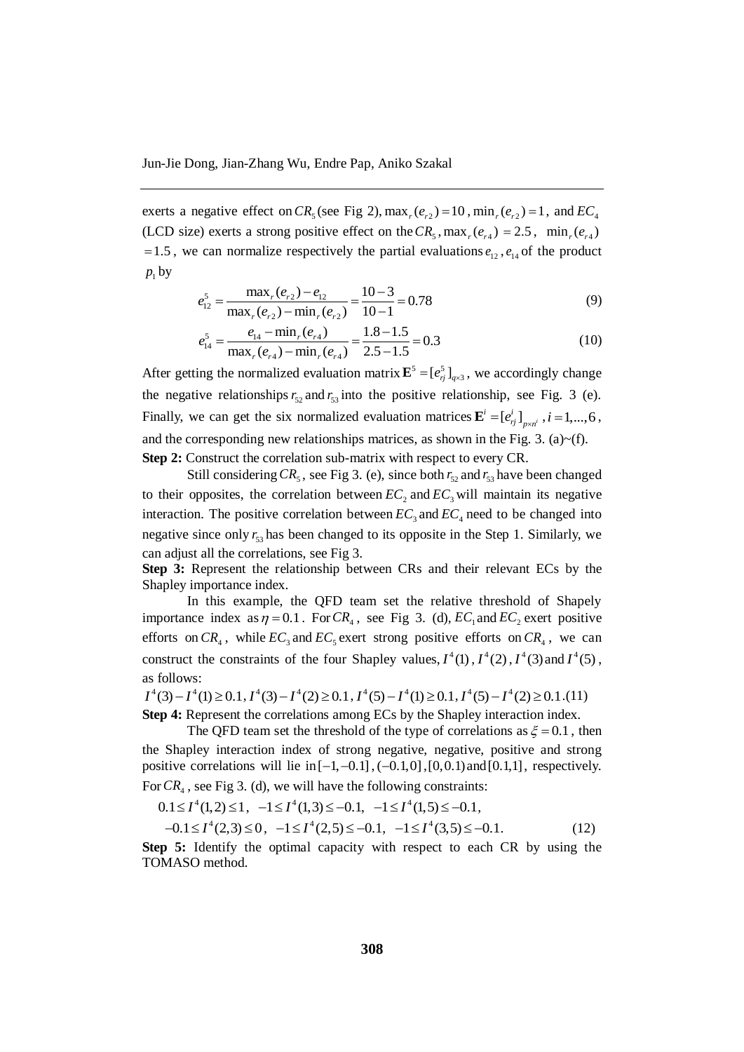exerts a negative effect on $CR_5$ (see Fig 2), $\max_r(e_{r2}) = 10$, $\min_r(e_{r2}) = 1$, and $EC_4$ (LCD size) exerts a strong positive effect on the $CR_5$, $\max_r(e_{r4}) = 2.5$, $\min_r(e_{r4}) = 1.5$, we can normalize respectively the partial evaluations $e_{12}$, $e_{14}$ of the product $p_1$ by

$$e_{12}^5 = \frac{\max_r(e_{r2}) - e_{12}}{\max_r(e_{r2}) - \min_r(e_{r2})} = \frac{10-3}{10-1} = 0.78 \tag{9}$$

$$e_{14}^5 = \frac{e_{14} - \min_r(e_{r4})}{\max_r(e_{r4}) - \min_r(e_{r4})} = \frac{1.8-1.5}{2.5-1.5} = 0.3 \tag{10}$$

After getting the normalized evaluation matrix $\mathbf{E}^5 = [e_{rj}^5]_{q\times 3}$, we accordingly change the negative relationships $r_{52}$ and $r_{53}$ into the positive relationship, see Fig. 3 (e). Finally, we can get the six normalized evaluation matrices $\mathbf{E}^i = [e_{rj}^i]_{p\times n^i}$, $i = 1,...,6$, and the corresponding new relationships matrices, as shown in the Fig. 3. (a)~(f).

**Step 2:** Construct the correlation sub-matrix with respect to every CR.

Still considering $CR_5$, see Fig 3. (e), since both $r_{52}$ and $r_{53}$ have been changed to their opposites, the correlation between $EC_2$ and $EC_3$ will maintain its negative interaction. The positive correlation between $EC_3$ and $EC_4$ need to be changed into negative since only $r_{53}$ has been changed to its opposite in the Step 1. Similarly, we can adjust all the correlations, see Fig 3.

**Step 3:** Represent the relationship between CRs and their relevant ECs by the Shapley importance index.

In this example, the QFD team set the relative threshold of Shapely importance index as $\eta = 0.1$. For $CR_4$, see Fig 3. (d), $EC_1$ and $EC_2$ exert positive efforts on $CR_4$, while $EC_3$ and $EC_5$ exert strong positive efforts on $CR_4$, we can construct the constraints of the four Shapley values, $I^4(1)$, $I^4(2)$, $I^4(3)$ and $I^4(5)$, as follows:

$$I^4(3) - I^4(1) \geq 0.1,\ I^4(3) - I^4(2) \geq 0.1,\ I^4(5) - I^4(1) \geq 0.1,\ I^4(5) - I^4(2) \geq 0.1. \tag{11}$$

**Step 4:** Represent the correlations among ECs by the Shapley interaction index.

The QFD team set the threshold of the type of correlations as $\xi = 0.1$, then the Shapley interaction index of strong negative, negative, positive and strong positive correlations will lie in $[-1,-0.1]$, $(-0.1,0]$, $[0,0.1)$ and $[0.1,1]$, respectively. For $CR_4$, see Fig 3. (d), we will have the following constraints:

$$\begin{gathered} 0.1 \leq I^4(1,2) \leq 1,\ -1 \leq I^4(1,3) \leq -0.1,\ -1 \leq I^4(1,5) \leq -0.1, \\ -0.1 \leq I^4(2,3) \leq 0,\ -1 \leq I^4(2,5) \leq -0.1,\ -1 \leq I^4(3,5) \leq -0.1. \end{gathered} \tag{12}$$

**Step 5:** Identify the optimal capacity with respect to each CR by using the TOMASO method.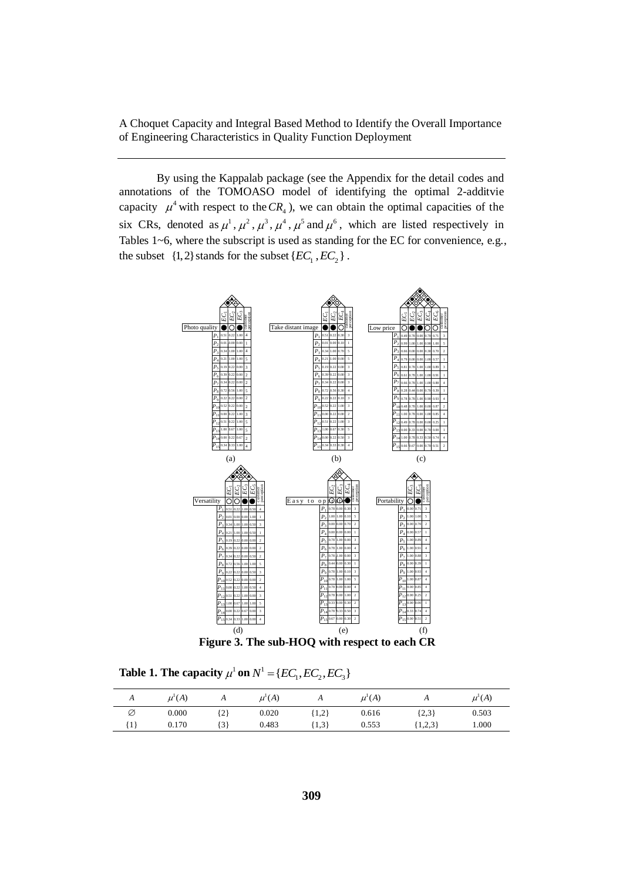By using the Kappalab package (see the Appendix for the detail codes and annotations of the TOMOASO model of identifying the optimal 2-additvie capacity $\mu^4$ with respect to the $CR_4$), we can obtain the optimal capacities of the six CRs, denoted as $\mu^1$, $\mu^2$, $\mu^3$, $\mu^4$, $\mu^5$ and $\mu^6$, which are listed respectively in Tables 1~6, where the subscript is used as standing for the EC for convenience, e.g., the subset $\{1,2\}$ stands for the subset $\{EC_1, EC_2\}$.

**Figure 3. The sub-HOQ with respect to each CR**

**Table 1. The capacity $\mu^1$ on $N^1 = \{EC_1, EC_2, EC_3\}$**

| $A$ | $\mu^1(A)$ | $A$ | $\mu^1(A)$ | $A$ | $\mu^1(A)$ | $A$ | $\mu^1(A)$ |
|---|---|---|---|---|---|---|---|
| ∅ | 0.000 | {2} | 0.020 | {1,2} | 0.616 | {2,3} | 0.503 |
| {1} | 0.170 | {3} | 0.483 | {1,3} | 0.553 | {1,2,3} | 1.000 |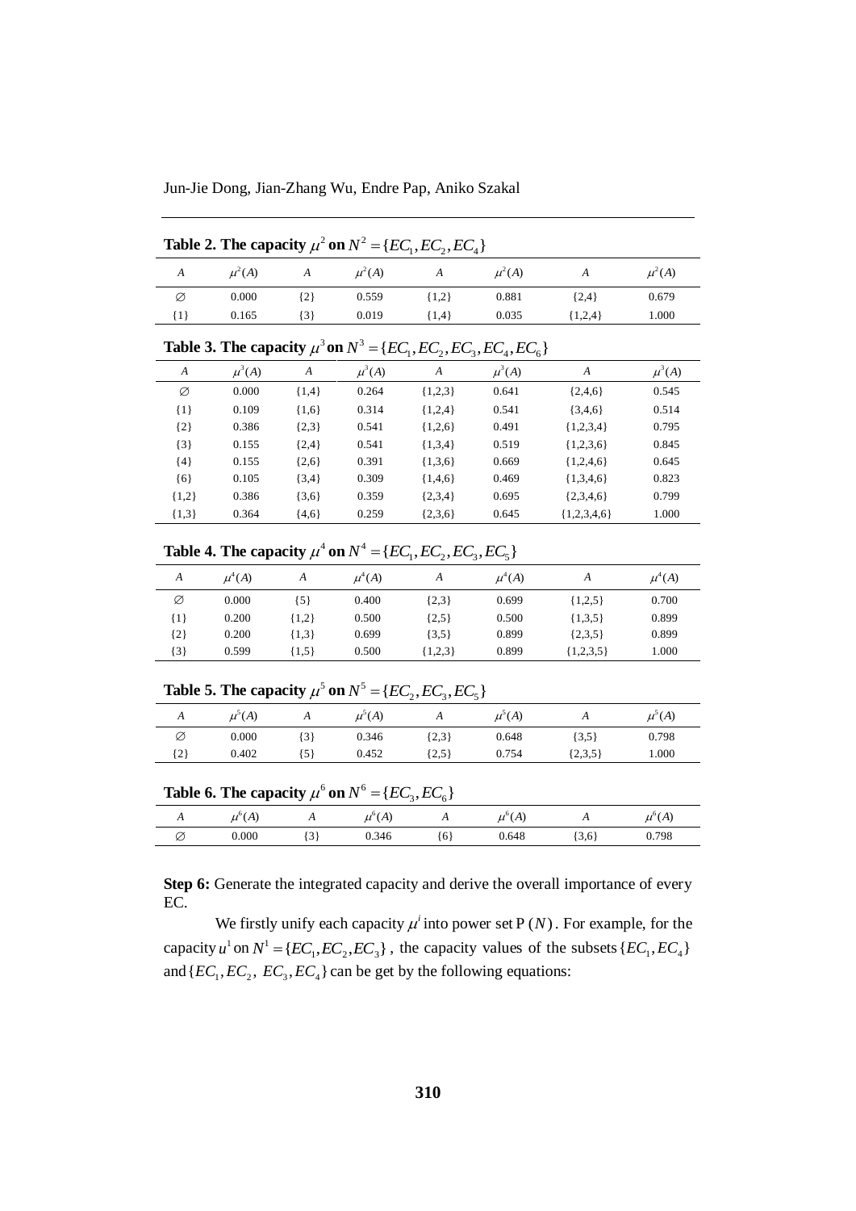**Table 2. The capacity $\mu^2$ on $N^2 = \{EC_1, EC_2, EC_4\}$**

| $A$ | $\mu^2(A)$ | $A$ | $\mu^2(A)$ | $A$ | $\mu^2(A)$ | $A$ | $\mu^2(A)$ |
|---|---|---|---|---|---|---|---|
| ∅ | 0.000 | {2} | 0.559 | {1,2} | 0.881 | {2,4} | 0.679 |
| {1} | 0.165 | {3} | 0.019 | {1,4} | 0.035 | {1,2,4} | 1.000 |

**Table 3. The capacity $\mu^3$ on $N^3 = \{EC_1, EC_2, EC_3, EC_4, EC_6\}$**

| $A$ | $\mu^3(A)$ | $A$ | $\mu^3(A)$ | $A$ | $\mu^3(A)$ | $A$ | $\mu^3(A)$ |
|---|---|---|---|---|---|---|---|
| ∅ | 0.000 | {1,4} | 0.264 | {1,2,3} | 0.641 | {2,4,6} | 0.545 |
| {1} | 0.109 | {1,6} | 0.314 | {1,2,4} | 0.541 | {3,4,6} | 0.514 |
| {2} | 0.386 | {2,3} | 0.541 | {1,2,6} | 0.491 | {1,2,3,4} | 0.795 |
| {3} | 0.155 | {2,4} | 0.541 | {1,3,4} | 0.519 | {1,2,3,6} | 0.845 |
| {4} | 0.155 | {2,6} | 0.391 | {1,3,6} | 0.669 | {1,2,4,6} | 0.645 |
| {6} | 0.105 | {3,4} | 0.309 | {1,4,6} | 0.469 | {1,3,4,6} | 0.823 |
| {1,2} | 0.386 | {3,6} | 0.359 | {2,3,4} | 0.695 | {2,3,4,6} | 0.799 |
| {1,3} | 0.364 | {4,6} | 0.259 | {2,3,6} | 0.645 | {1,2,3,4,6} | 1.000 |

**Table 4. The capacity $\mu^4$ on $N^4 = \{EC_1, EC_2, EC_3, EC_5\}$**

| $A$ | $\mu^4(A)$ | $A$ | $\mu^4(A)$ | $A$ | $\mu^4(A)$ | $A$ | $\mu^4(A)$ |
|---|---|---|---|---|---|---|---|
| ∅ | 0.000 | {5} | 0.400 | {2,3} | 0.699 | {1,2,5} | 0.700 |
| {1} | 0.200 | {1,2} | 0.500 | {2,5} | 0.500 | {1,3,5} | 0.899 |
| {2} | 0.200 | {1,3} | 0.699 | {3,5} | 0.899 | {2,3,5} | 0.899 |
| {3} | 0.599 | {1,5} | 0.500 | {1,2,3} | 0.899 | {1,2,3,5} | 1.000 |

**Table 5. The capacity $\mu^5$ on $N^5 = \{EC_2, EC_3, EC_5\}$**

| $A$ | $\mu^5(A)$ | $A$ | $\mu^5(A)$ | $A$ | $\mu^5(A)$ | $A$ | $\mu^5(A)$ |
|---|---|---|---|---|---|---|---|
| ∅ | 0.000 | {3} | 0.346 | {2,3} | 0.648 | {3,5} | 0.798 |
| {2} | 0.402 | {5} | 0.452 | {2,5} | 0.754 | {2,3,5} | 1.000 |

**Table 6. The capacity $\mu^6$ on $N^6 = \{EC_3, EC_6\}$**

| $A$ | $\mu^6(A)$ | $A$ | $\mu^6(A)$ | $A$ | $\mu^6(A)$ | $A$ | $\mu^6(A)$ |
|---|---|---|---|---|---|---|---|
| ∅ | 0.000 | {3} | 0.346 | {6} | 0.648 | {3,6} | 0.798 |

**Step 6:** Generate the integrated capacity and derive the overall importance of every EC.

We firstly unify each capacity $\mu^i$ into power set $P(N)$. For example, for the capacity $u^1$ on $N^1 = \{EC_1, EC_2, EC_3\}$, the capacity values of the subsets $\{EC_1, EC_4\}$ and $\{EC_1, EC_2, EC_3, EC_4\}$ can be get by the following equations: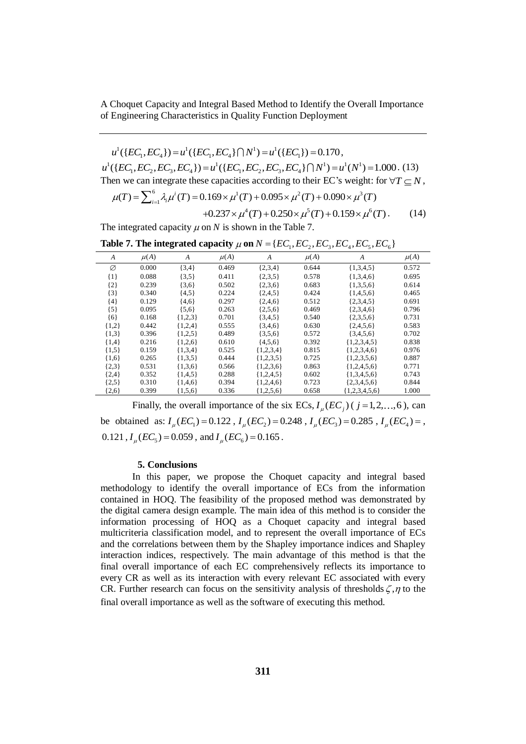$u^1(\{EC_1, EC_4\}) = u^1(\{EC_1, EC_4\} \cap N^1) = u^1(\{EC_1\}) = 0.170$,

$u^1(\{EC_1, EC_2, EC_3, EC_4\}) = u^1(\{EC_1, EC_2, EC_3, EC_4\} \cap N^1) = u^1(N^1) = 1.000$. (13)

Then we can integrate these capacities according to their EC's weight: for $\forall T \subseteq N$,

$$\mu(T) = \sum_{i=1}^{6} \lambda_i \mu^i(T) = 0.169 \times \mu^1(T) + 0.095 \times \mu^2(T) + 0.090 \times \mu^3(T) + 0.237 \times \mu^4(T) + 0.250 \times \mu^5(T) + 0.159 \times \mu^6(T). \quad (14)$$

The integrated capacity $\mu$ on $N$ is shown in the Table 7.

**Table 7. The integrated capacity $\mu$ on $N = \{EC_1, EC_2, EC_3, EC_4, EC_5, EC_6\}$**

| $A$ | $\mu(A)$ | $A$ | $\mu(A)$ | $A$ | $\mu(A)$ | $A$ | $\mu(A)$ |
|---|---|---|---|---|---|---|---|
| ∅ | 0.000 | {3,4} | 0.469 | {2,3,4} | 0.644 | {1,3,4,5} | 0.572 |
| {1} | 0.088 | {3,5} | 0.411 | {2,3,5} | 0.578 | {1,3,4,6} | 0.695 |
| {2} | 0.239 | {3,6} | 0.502 | {2,3,6} | 0.683 | {1,3,5,6} | 0.614 |
| {3} | 0.340 | {4,5} | 0.224 | {2,4,5} | 0.424 | {1,4,5,6} | 0.465 |
| {4} | 0.129 | {4,6} | 0.297 | {2,4,6} | 0.512 | {2,3,4,5} | 0.691 |
| {5} | 0.095 | {5,6} | 0.263 | {2,5,6} | 0.469 | {2,3,4,6} | 0.796 |
| {6} | 0.168 | {1,2,3} | 0.701 | {3,4,5} | 0.540 | {2,3,5,6} | 0.731 |
| {1,2} | 0.442 | {1,2,4} | 0.555 | {3,4,6} | 0.630 | {2,4,5,6} | 0.583 |
| {1,3} | 0.396 | {1,2,5} | 0.489 | {3,5,6} | 0.572 | {3,4,5,6} | 0.702 |
| {1,4} | 0.216 | {1,2,6} | 0.610 | {4,5,6} | 0.392 | {1,2,3,4,5} | 0.838 |
| {1,5} | 0.159 | {1,3,4} | 0.525 | {1,2,3,4} | 0.815 | {1,2,3,4,6} | 0.976 |
| {1,6} | 0.265 | {1,3,5} | 0.444 | {1,2,3,5} | 0.725 | {1,2,3,5,6} | 0.887 |
| {2,3} | 0.531 | {1,3,6} | 0.566 | {1,2,3,6} | 0.863 | {1,2,4,5,6} | 0.771 |
| {2,4} | 0.352 | {1,4,5} | 0.288 | {1,2,4,5} | 0.602 | {1,3,4,5,6} | 0.743 |
| {2,5} | 0.310 | {1,4,6} | 0.394 | {1,2,4,6} | 0.723 | {2,3,4,5,6} | 0.844 |
| {2,6} | 0.399 | {1,5,6} | 0.336 | {1,2,5,6} | 0.658 | {1,2,3,4,5,6} | 1.000 |

Finally, the overall importance of the six ECs, $I_\mu(EC_j)$ ($j = 1,2,\ldots,6$), can be obtained as: $I_\mu(EC_1) = 0.122$, $I_\mu(EC_2) = 0.248$, $I_\mu(EC_3) = 0.285$, $I_\mu(EC_4) =$, $0.121$, $I_\mu(EC_5) = 0.059$, and $I_\mu(EC_6) = 0.165$.

## 5. Conclusions

In this paper, we propose the Choquet capacity and integral based methodology to identify the overall importance of ECs from the information contained in HOQ. The feasibility of the proposed method was demonstrated by the digital camera design example. The main idea of this method is to consider the information processing of HOQ as a Choquet capacity and integral based multicriteria classification model, and to represent the overall importance of ECs and the correlations between them by the Shapley importance indices and Shapley interaction indices, respectively. The main advantage of this method is that the final overall importance of each EC comprehensively reflects its importance to every CR as well as its interaction with every relevant EC associated with every CR. Further research can focus on the sensitivity analysis of thresholds $\zeta, \eta$ to the final overall importance as well as the software of executing this method.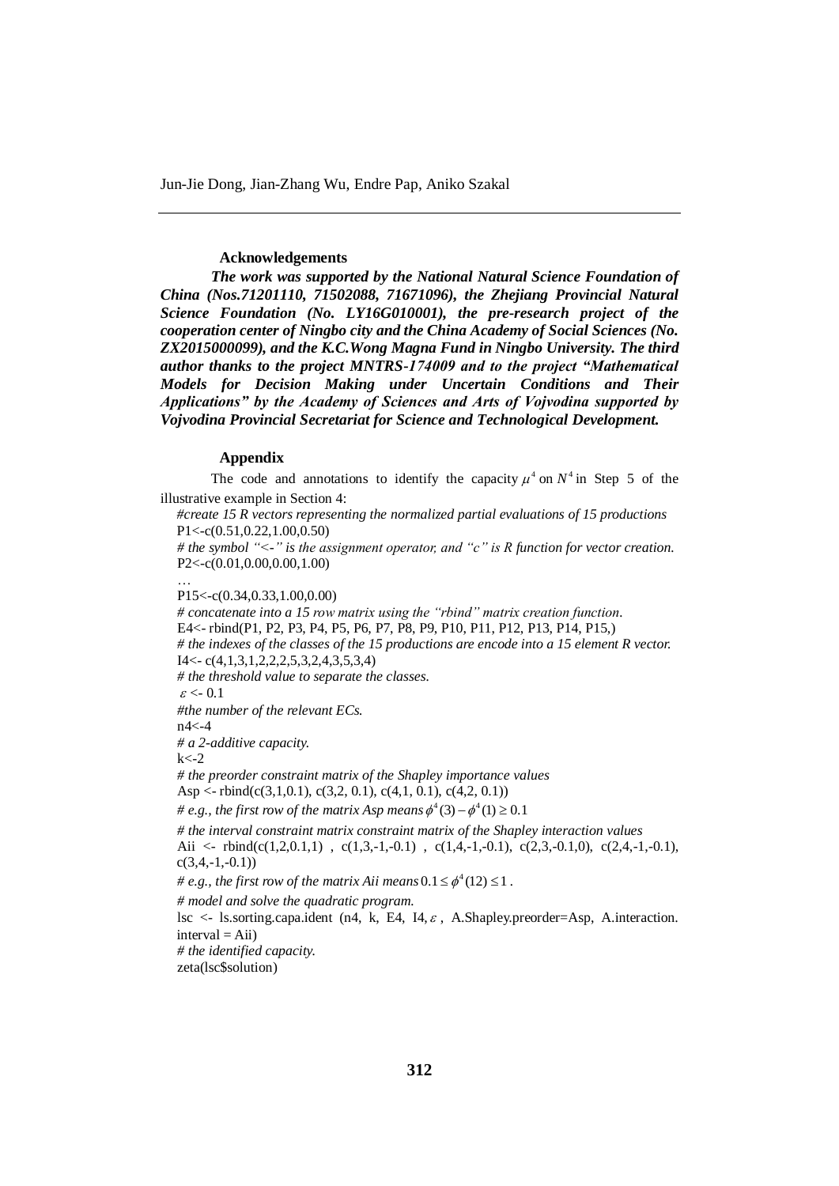**Acknowledgements**

***The work was supported by the National Natural Science Foundation of China (Nos.71201110, 71502088, 71671096), the Zhejiang Provincial Natural Science Foundation (No. LY16G010001), the pre-research project of the cooperation center of Ningbo city and the China Academy of Social Sciences (No. ZX2015000099), and the K.C.Wong Magna Fund in Ningbo University. The third author thanks to the project MNTRS-174009 and to the project "Mathematical Models for Decision Making under Uncertain Conditions and Their Applications" by the Academy of Sciences and Arts of Vojvodina supported by Vojvodina Provincial Secretariat for Science and Technological Development.***

**Appendix**

The code and annotations to identify the capacity $\mu^4$ on $N^4$ in Step 5 of the illustrative example in Section 4:

*#create 15 R vectors representing the normalized partial evaluations of 15 productions*
P1<-c(0.51,0.22,1.00,0.50)
*# the symbol "<-" is the assignment operator, and "c" is R function for vector creation.*
P2<-c(0.01,0.00,0.00,1.00)
…
P15<-c(0.34,0.33,1.00,0.00)
*# concatenate into a 15 row matrix using the "rbind" matrix creation function.*
E4<- rbind(P1, P2, P3, P4, P5, P6, P7, P8, P9, P10, P11, P12, P13, P14, P15,)
*# the indexes of the classes of the 15 productions are encode into a 15 element R vector.*
I4<- c(4,1,3,1,2,2,2,5,3,2,4,3,5,3,4)
*# the threshold value to separate the classes.*
$\varepsilon$ <- 0.1
*#the number of the relevant ECs.*
n4<-4
*# a 2-additive capacity.*
k<-2
*# the preorder constraint matrix of the Shapley importance values*
Asp <- rbind(c(3,1,0.1), c(3,2, 0.1), c(4,1, 0.1), c(4,2, 0.1))
*# e.g., the first row of the matrix Asp means* $\phi^4(3) - \phi^4(1) \geq 0.1$
*# the interval constraint matrix constraint matrix of the Shapley interaction values*
Aii <- rbind(c(1,2,0.1,1) , c(1,3,-1,-0.1) , c(1,4,-1,-0.1), c(2,3,-0.1,0), c(2,4,-1,-0.1), c(3,4,-1,-0.1))
*# e.g., the first row of the matrix Aii means* $0.1 \leq \phi^4(12) \leq 1$ .
*# model and solve the quadratic program.*
lsc <- ls.sorting.capa.ident (n4, k, E4, I4, $\varepsilon$ , A.Shapley.preorder=Asp, A.interaction.interval = Aii)
*# the identified capacity.*
zeta(lsc$solution)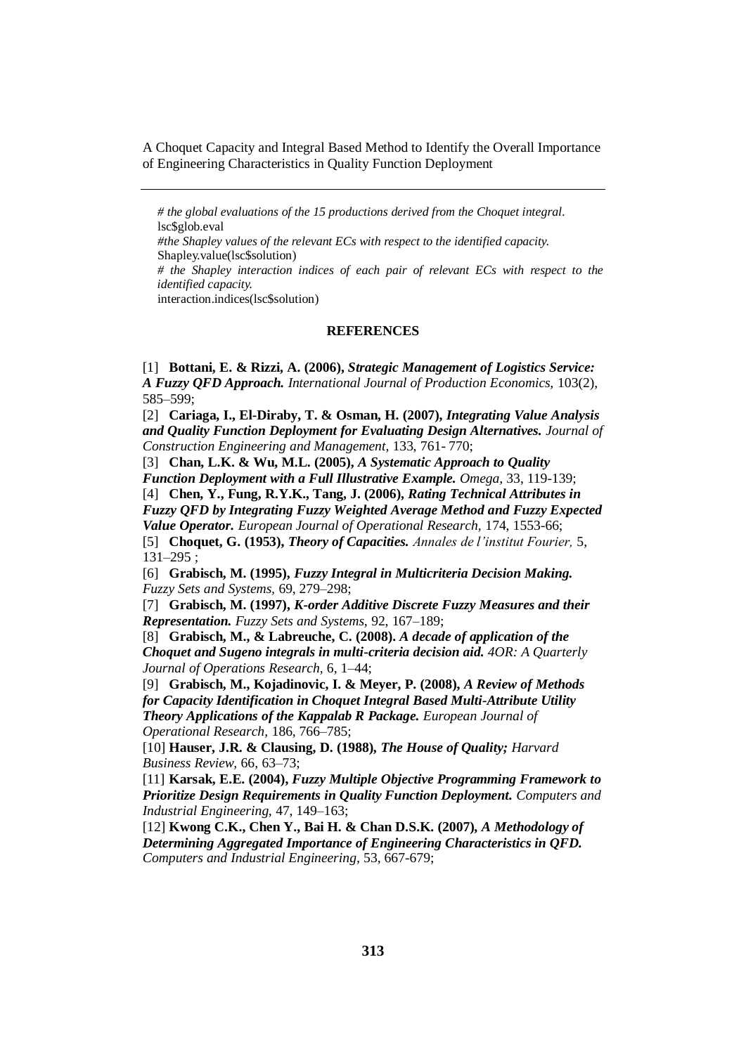```
# the global evaluations of the 15 productions derived from the Choquet integral.
lsc$glob.eval
#the Shapley values of the relevant ECs with respect to the identified capacity.
Shapley.value(lsc$solution)
# the Shapley interaction indices of each pair of relevant ECs with respect to the identified capacity.
interaction.indices(lsc$solution)
```

## REFERENCES

[1] **Bottani, E. & Rizzi, A. (2006),** ***Strategic Management of Logistics Service: A Fuzzy QFD Approach.*** *International Journal of Production Economics,* 103(2), 585–599;

[2] **Cariaga, I., El-Diraby, T. & Osman, H. (2007),** ***Integrating Value Analysis and Quality Function Deployment for Evaluating Design Alternatives.*** *Journal of Construction Engineering and Management,* 133, 761- 770;

[3] **Chan, L.K. & Wu, M.L. (2005),** ***A Systematic Approach to Quality Function Deployment with a Full Illustrative Example.*** *Omega,* 33, 119-139;

[4] **Chen, Y., Fung, R.Y.K., Tang, J. (2006),** ***Rating Technical Attributes in Fuzzy QFD by Integrating Fuzzy Weighted Average Method and Fuzzy Expected Value Operator.*** *European Journal of Operational Research,* 174, 1553-66;

[5] **Choquet, G. (1953),** ***Theory of Capacities.*** *Annales de l'institut Fourier,* 5, 131–295 ;

[6] **Grabisch, M. (1995),** ***Fuzzy Integral in Multicriteria Decision Making.*** *Fuzzy Sets and Systems,* 69, 279–298;

[7] **Grabisch, M. (1997),** ***K-order Additive Discrete Fuzzy Measures and their Representation.*** *Fuzzy Sets and Systems,* 92, 167–189;

[8] **Grabisch, M., & Labreuche, C. (2008).** ***A decade of application of the Choquet and Sugeno integrals in multi-criteria decision aid.*** *4OR: A Quarterly Journal of Operations Research,* 6, 1–44;

[9] **Grabisch, M., Kojadinovic, I. & Meyer, P. (2008),** ***A Review of Methods for Capacity Identification in Choquet Integral Based Multi-Attribute Utility Theory Applications of the Kappalab R Package.*** *European Journal of Operational Research,* 186, 766–785;

[10] **Hauser, J.R. & Clausing, D. (1988),** ***The House of Quality;*** *Harvard Business Review,* 66, 63–73;

[11] **Karsak, E.E. (2004),** ***Fuzzy Multiple Objective Programming Framework to Prioritize Design Requirements in Quality Function Deployment.*** *Computers and Industrial Engineering,* 47, 149–163;

[12] **Kwong C.K., Chen Y., Bai H. & Chan D.S.K. (2007),** ***A Methodology of Determining Aggregated Importance of Engineering Characteristics in QFD.*** *Computers and Industrial Engineering,* 53, 667-679;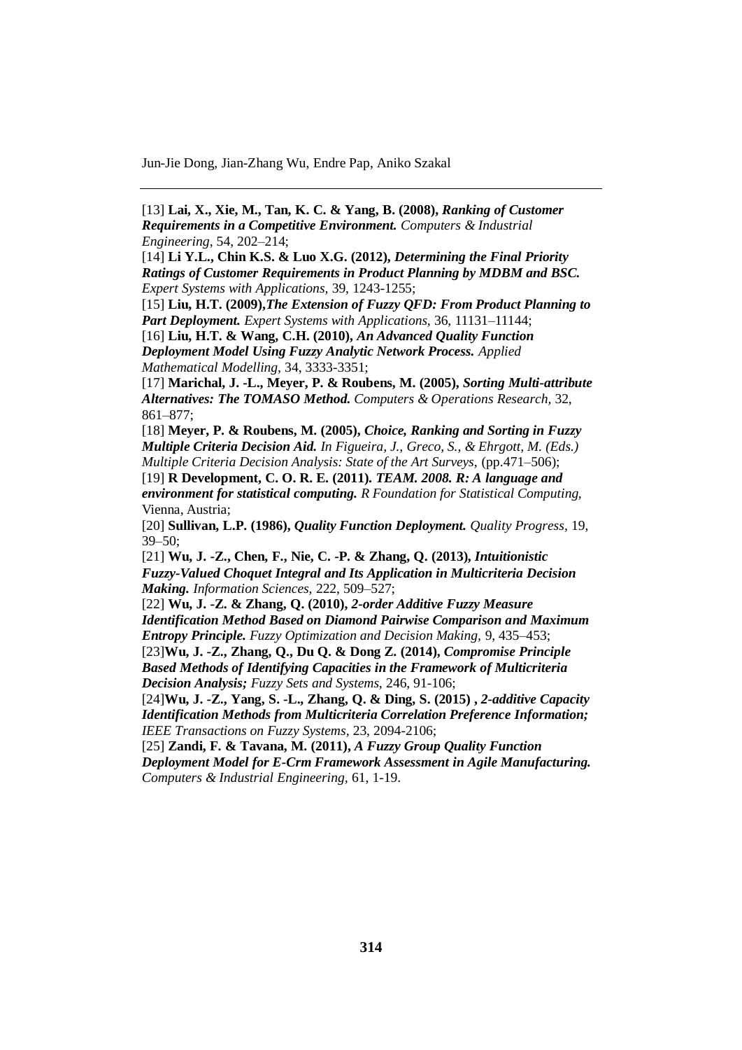[13] **Lai, X., Xie, M., Tan, K. C. & Yang, B. (2008),** ***Ranking of Customer Requirements in a Competitive Environment.*** *Computers & Industrial Engineering,* 54, 202–214;

[14] **Li Y.L., Chin K.S. & Luo X.G. (2012),** ***Determining the Final Priority Ratings of Customer Requirements in Product Planning by MDBM and BSC.*** *Expert Systems with Applications,* 39, 1243-1255;

[15] **Liu, H.T. (2009),** ***The Extension of Fuzzy QFD: From Product Planning to Part Deployment.*** *Expert Systems with Applications,* 36, 11131–11144;

[16] **Liu, H.T. & Wang, C.H. (2010),** ***An Advanced Quality Function Deployment Model Using Fuzzy Analytic Network Process.*** *Applied Mathematical Modelling,* 34, 3333-3351;

[17] **Marichal, J. -L., Meyer, P. & Roubens, M. (2005),** ***Sorting Multi-attribute Alternatives: The TOMASO Method.*** *Computers & Operations Research,* 32, 861–877;

[18] **Meyer, P. & Roubens, M. (2005),** ***Choice, Ranking and Sorting in Fuzzy Multiple Criteria Decision Aid.*** *In Figueira, J., Greco, S., & Ehrgott, M. (Eds.) Multiple Criteria Decision Analysis: State of the Art Surveys,* (pp.471–506);

[19] **R Development, C. O. R. E. (2011).** ***TEAM. 2008. R: A language and environment for statistical computing.*** *R Foundation for Statistical Computing,* Vienna, Austria;

[20] **Sullivan, L.P. (1986),** ***Quality Function Deployment.*** *Quality Progress,* 19, 39–50;

[21] **Wu, J. -Z., Chen, F., Nie, C. -P. & Zhang, Q. (2013),** ***Intuitionistic Fuzzy-Valued Choquet Integral and Its Application in Multicriteria Decision Making.*** *Information Sciences,* 222, 509–527;

[22] **Wu, J. -Z. & Zhang, Q. (2010),** ***2-order Additive Fuzzy Measure Identification Method Based on Diamond Pairwise Comparison and Maximum Entropy Principle.*** *Fuzzy Optimization and Decision Making,* 9, 435–453;

[23]**Wu, J. -Z., Zhang, Q., Du Q. & Dong Z. (2014),** ***Compromise Principle Based Methods of Identifying Capacities in the Framework of Multicriteria Decision Analysis;*** *Fuzzy Sets and Systems,* 246, 91-106;

[24]**Wu, J. -Z., Yang, S. -L., Zhang, Q. & Ding, S. (2015) ,** ***2-additive Capacity Identification Methods from Multicriteria Correlation Preference Information;*** *IEEE Transactions on Fuzzy Systems,* 23, 2094-2106;

[25] **Zandi, F. & Tavana, M. (2011),** ***A Fuzzy Group Quality Function Deployment Model for E-Crm Framework Assessment in Agile Manufacturing.*** *Computers & Industrial Engineering,* 61, 1-19.